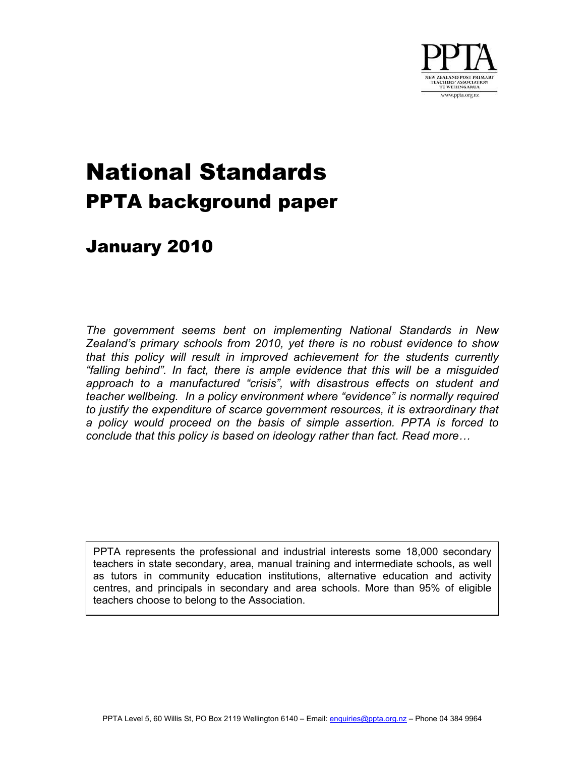PPTA

NEW ZEALAND POST PRIMARY TEACHERS' ASSOCIATION TE WEHENGARUA

www.ppta.org.nz

# National Standards

## PPTA background paper

## January 2010

*The government seems bent on implementing National Standards in New Zealand's primary schools from 2010, yet there is no robust evidence to show that this policy will result in improved achievement for the students currently "falling behind". In fact, there is ample evidence that this will be a misguided approach to a manufactured "crisis", with disastrous effects on student and teacher wellbeing. In a policy environment where "evidence" is normally required to justify the expenditure of scarce government resources, it is extraordinary that a policy would proceed on the basis of simple assertion. PPTA is forced to conclude that this policy is based on ideology rather than fact. Read more…*

PPTA represents the professional and industrial interests some 18,000 secondary teachers in state secondary, area, manual training and intermediate schools, as well as tutors in community education institutions, alternative education and activity centres, and principals in secondary and area schools. More than 95% of eligible teachers choose to belong to the Association.

PPTA Level 5, 60 Willis St, PO Box 2119 Wellington 6140 – Email: enquiries@ppta.org.nz – Phone 04 384 9964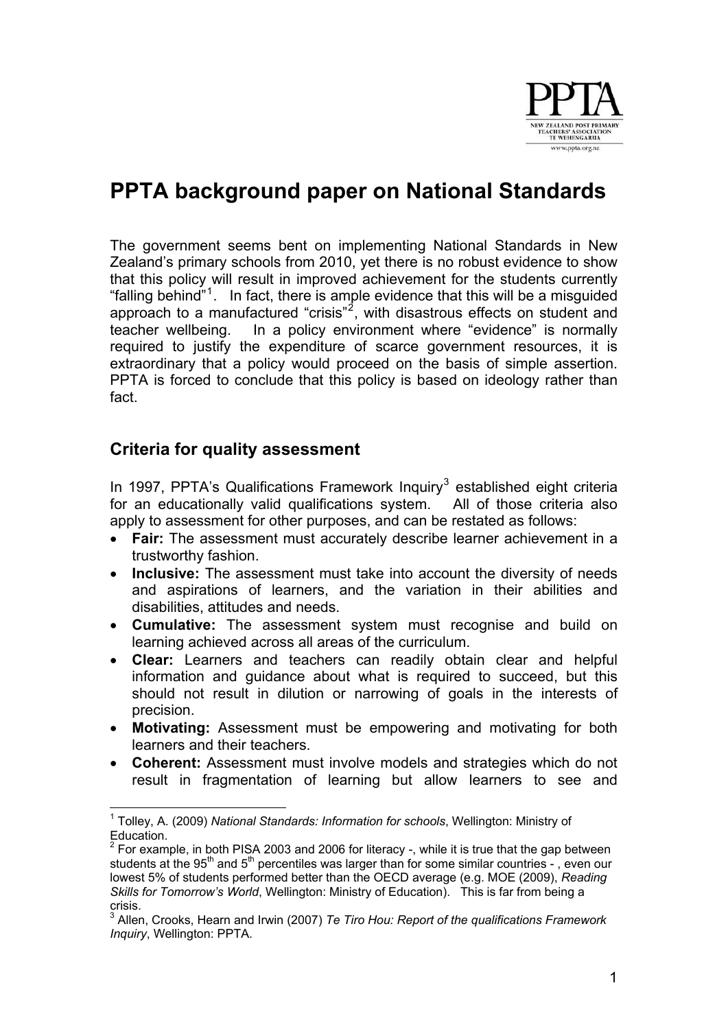# PPTA background paper on National Standards

The government seems bent on implementing National Standards in New Zealand's primary schools from 2010, yet there is no robust evidence to show that this policy will result in improved achievement for the students currently "falling behind"[1]. In fact, there is ample evidence that this will be a misguided approach to a manufactured "crisis"[2], with disastrous effects on student and teacher wellbeing. In a policy environment where "evidence" is normally required to justify the expenditure of scarce government resources, it is extraordinary that a policy would proceed on the basis of simple assertion. PPTA is forced to conclude that this policy is based on ideology rather than fact.

## Criteria for quality assessment

In 1997, PPTA's Qualifications Framework Inquiry[3] established eight criteria for an educationally valid qualifications system. All of those criteria also apply to assessment for other purposes, and can be restated as follows:

- **Fair:** The assessment must accurately describe learner achievement in a trustworthy fashion.
- **Inclusive:** The assessment must take into account the diversity of needs and aspirations of learners, and the variation in their abilities and disabilities, attitudes and needs.
- **Cumulative:** The assessment system must recognise and build on learning achieved across all areas of the curriculum.
- **Clear:** Learners and teachers can readily obtain clear and helpful information and guidance about what is required to succeed, but this should not result in dilution or narrowing of goals in the interests of precision.
- **Motivating:** Assessment must be empowering and motivating for both learners and their teachers.
- **Coherent:** Assessment must involve models and strategies which do not result in fragmentation of learning but allow learners to see and

---

[1] Tolley, A. (2009) *National Standards: Information for schools*, Wellington: Ministry of Education.

[2] For example, in both PISA 2003 and 2006 for literacy -, while it is true that the gap between students at the 95th and 5th percentiles was larger than for some similar countries - , even our lowest 5% of students performed better than the OECD average (e.g. MOE (2009), *Reading Skills for Tomorrow's World*, Wellington: Ministry of Education). This is far from being a crisis.

[3] Allen, Crooks, Hearn and Irwin (2007) *Te Tiro Hou: Report of the qualifications Framework Inquiry*, Wellington: PPTA.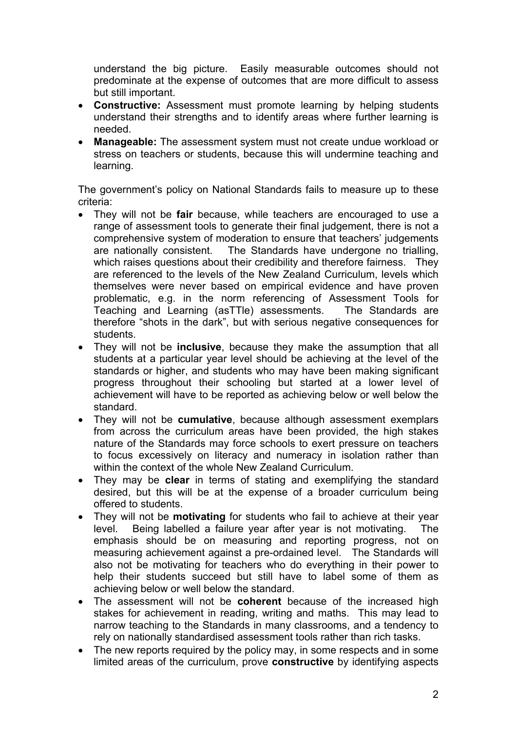understand the big picture. Easily measurable outcomes should not predominate at the expense of outcomes that are more difficult to assess but still important.

- **Constructive:** Assessment must promote learning by helping students understand their strengths and to identify areas where further learning is needed.
- **Manageable:** The assessment system must not create undue workload or stress on teachers or students, because this will undermine teaching and learning.

The government's policy on National Standards fails to measure up to these criteria:

- They will not be **fair** because, while teachers are encouraged to use a range of assessment tools to generate their final judgement, there is not a comprehensive system of moderation to ensure that teachers' judgements are nationally consistent. The Standards have undergone no trialling, which raises questions about their credibility and therefore fairness. They are referenced to the levels of the New Zealand Curriculum, levels which themselves were never based on empirical evidence and have proven problematic, e.g. in the norm referencing of Assessment Tools for Teaching and Learning (asTTle) assessments. The Standards are therefore "shots in the dark", but with serious negative consequences for students.
- They will not be **inclusive**, because they make the assumption that all students at a particular year level should be achieving at the level of the standards or higher, and students who may have been making significant progress throughout their schooling but started at a lower level of achievement will have to be reported as achieving below or well below the standard.
- They will not be **cumulative**, because although assessment exemplars from across the curriculum areas have been provided, the high stakes nature of the Standards may force schools to exert pressure on teachers to focus excessively on literacy and numeracy in isolation rather than within the context of the whole New Zealand Curriculum.
- They may be **clear** in terms of stating and exemplifying the standard desired, but this will be at the expense of a broader curriculum being offered to students.
- They will not be **motivating** for students who fail to achieve at their year level. Being labelled a failure year after year is not motivating. The emphasis should be on measuring and reporting progress, not on measuring achievement against a pre-ordained level. The Standards will also not be motivating for teachers who do everything in their power to help their students succeed but still have to label some of them as achieving below or well below the standard.
- The assessment will not be **coherent** because of the increased high stakes for achievement in reading, writing and maths. This may lead to narrow teaching to the Standards in many classrooms, and a tendency to rely on nationally standardised assessment tools rather than rich tasks.
- The new reports required by the policy may, in some respects and in some limited areas of the curriculum, prove **constructive** by identifying aspects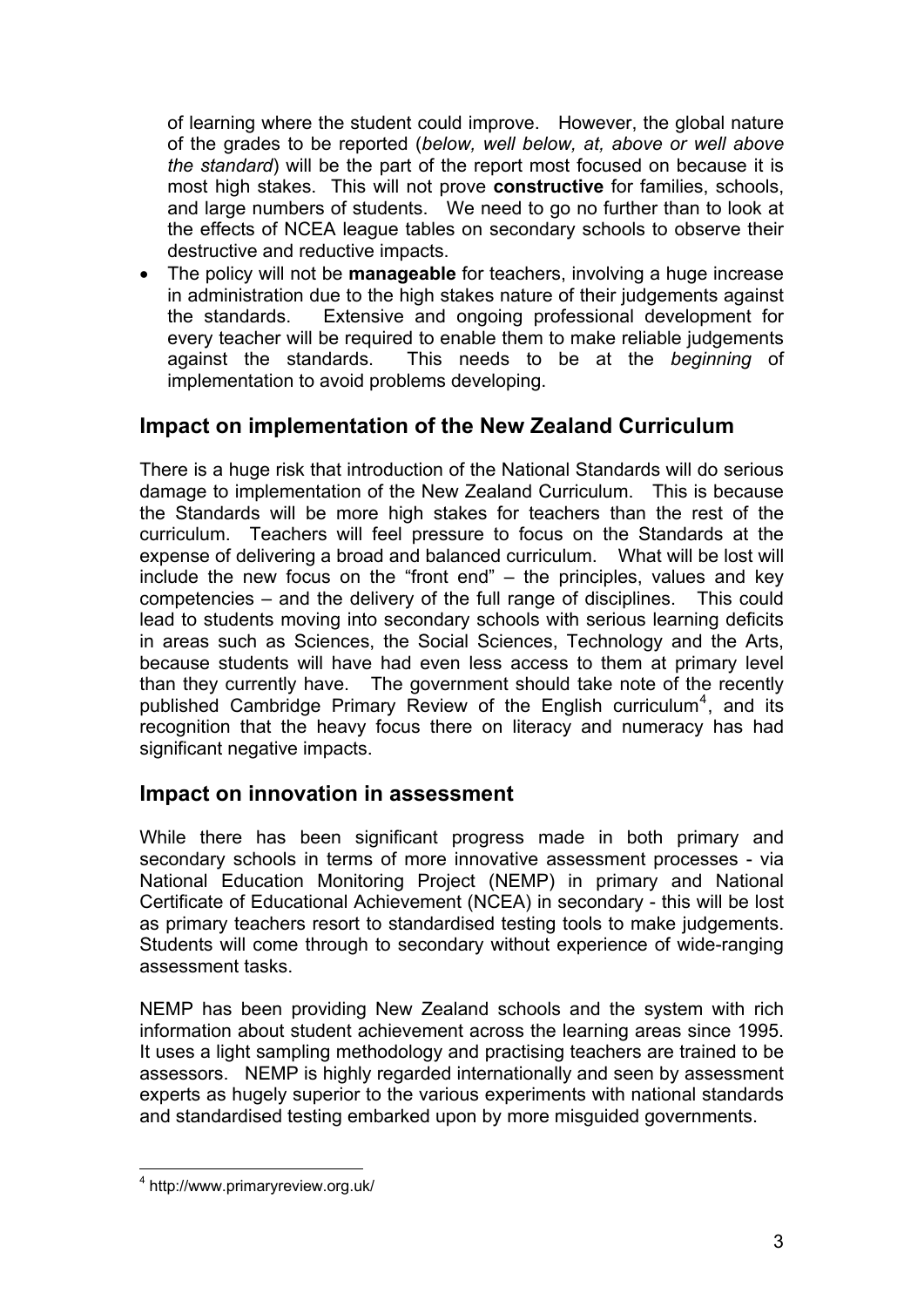of learning where the student could improve. However, the global nature of the grades to be reported (*below, well below, at, above or well above the standard*) will be the part of the report most focused on because it is most high stakes. This will not prove **constructive** for families, schools, and large numbers of students. We need to go no further than to look at the effects of NCEA league tables on secondary schools to observe their destructive and reductive impacts.

- The policy will not be **manageable** for teachers, involving a huge increase in administration due to the high stakes nature of their judgements against the standards. Extensive and ongoing professional development for every teacher will be required to enable them to make reliable judgements against the standards. This needs to be at the *beginning* of implementation to avoid problems developing.

## Impact on implementation of the New Zealand Curriculum

There is a huge risk that introduction of the National Standards will do serious damage to implementation of the New Zealand Curriculum. This is because the Standards will be more high stakes for teachers than the rest of the curriculum. Teachers will feel pressure to focus on the Standards at the expense of delivering a broad and balanced curriculum. What will be lost will include the new focus on the "front end" – the principles, values and key competencies – and the delivery of the full range of disciplines. This could lead to students moving into secondary schools with serious learning deficits in areas such as Sciences, the Social Sciences, Technology and the Arts, because students will have had even less access to them at primary level than they currently have. The government should take note of the recently published Cambridge Primary Review of the English curriculum[4], and its recognition that the heavy focus there on literacy and numeracy has had significant negative impacts.

## Impact on innovation in assessment

While there has been significant progress made in both primary and secondary schools in terms of more innovative assessment processes - via National Education Monitoring Project (NEMP) in primary and National Certificate of Educational Achievement (NCEA) in secondary - this will be lost as primary teachers resort to standardised testing tools to make judgements. Students will come through to secondary without experience of wide-ranging assessment tasks.

NEMP has been providing New Zealand schools and the system with rich information about student achievement across the learning areas since 1995. It uses a light sampling methodology and practising teachers are trained to be assessors. NEMP is highly regarded internationally and seen by assessment experts as hugely superior to the various experiments with national standards and standardised testing embarked upon by more misguided governments.

---

[4] http://www.primaryreview.org.uk/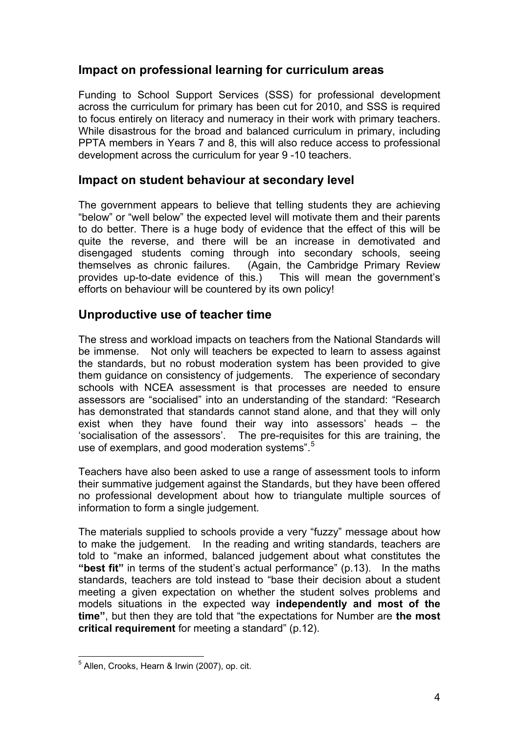## Impact on professional learning for curriculum areas

Funding to School Support Services (SSS) for professional development across the curriculum for primary has been cut for 2010, and SSS is required to focus entirely on literacy and numeracy in their work with primary teachers. While disastrous for the broad and balanced curriculum in primary, including PPTA members in Years 7 and 8, this will also reduce access to professional development across the curriculum for year 9 -10 teachers.

## Impact on student behaviour at secondary level

The government appears to believe that telling students they are achieving "below" or "well below" the expected level will motivate them and their parents to do better. There is a huge body of evidence that the effect of this will be quite the reverse, and there will be an increase in demotivated and disengaged students coming through into secondary schools, seeing themselves as chronic failures. (Again, the Cambridge Primary Review provides up-to-date evidence of this.) This will mean the government's efforts on behaviour will be countered by its own policy!

## Unproductive use of teacher time

The stress and workload impacts on teachers from the National Standards will be immense. Not only will teachers be expected to learn to assess against the standards, but no robust moderation system has been provided to give them guidance on consistency of judgements. The experience of secondary schools with NCEA assessment is that processes are needed to ensure assessors are "socialised" into an understanding of the standard: "Research has demonstrated that standards cannot stand alone, and that they will only exist when they have found their way into assessors' heads – the 'socialisation of the assessors'. The pre-requisites for this are training, the use of exemplars, and good moderation systems".[5]

Teachers have also been asked to use a range of assessment tools to inform their summative judgement against the Standards, but they have been offered no professional development about how to triangulate multiple sources of information to form a single judgement.

The materials supplied to schools provide a very "fuzzy" message about how to make the judgement. In the reading and writing standards, teachers are told to "make an informed, balanced judgement about what constitutes the **"best fit"** in terms of the student's actual performance" (p.13). In the maths standards, teachers are told instead to "base their decision about a student meeting a given expectation on whether the student solves problems and models situations in the expected way **independently and most of the time"**, but then they are told that "the expectations for Number are **the most critical requirement** for meeting a standard" (p.12).

---

[5] Allen, Crooks, Hearn & Irwin (2007), op. cit.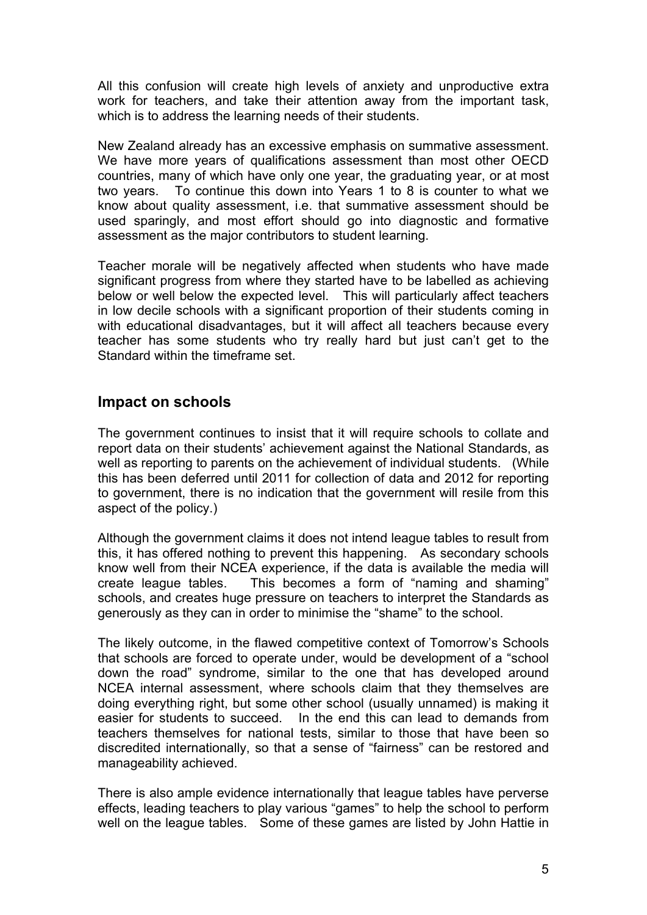All this confusion will create high levels of anxiety and unproductive extra work for teachers, and take their attention away from the important task, which is to address the learning needs of their students.

New Zealand already has an excessive emphasis on summative assessment. We have more years of qualifications assessment than most other OECD countries, many of which have only one year, the graduating year, or at most two years. To continue this down into Years 1 to 8 is counter to what we know about quality assessment, i.e. that summative assessment should be used sparingly, and most effort should go into diagnostic and formative assessment as the major contributors to student learning.

Teacher morale will be negatively affected when students who have made significant progress from where they started have to be labelled as achieving below or well below the expected level. This will particularly affect teachers in low decile schools with a significant proportion of their students coming in with educational disadvantages, but it will affect all teachers because every teacher has some students who try really hard but just can't get to the Standard within the timeframe set.

## Impact on schools

The government continues to insist that it will require schools to collate and report data on their students' achievement against the National Standards, as well as reporting to parents on the achievement of individual students. (While this has been deferred until 2011 for collection of data and 2012 for reporting to government, there is no indication that the government will resile from this aspect of the policy.)

Although the government claims it does not intend league tables to result from this, it has offered nothing to prevent this happening. As secondary schools know well from their NCEA experience, if the data is available the media will create league tables. This becomes a form of "naming and shaming" schools, and creates huge pressure on teachers to interpret the Standards as generously as they can in order to minimise the "shame" to the school.

The likely outcome, in the flawed competitive context of Tomorrow's Schools that schools are forced to operate under, would be development of a "school down the road" syndrome, similar to the one that has developed around NCEA internal assessment, where schools claim that they themselves are doing everything right, but some other school (usually unnamed) is making it easier for students to succeed. In the end this can lead to demands from teachers themselves for national tests, similar to those that have been so discredited internationally, so that a sense of "fairness" can be restored and manageability achieved.

There is also ample evidence internationally that league tables have perverse effects, leading teachers to play various "games" to help the school to perform well on the league tables. Some of these games are listed by John Hattie in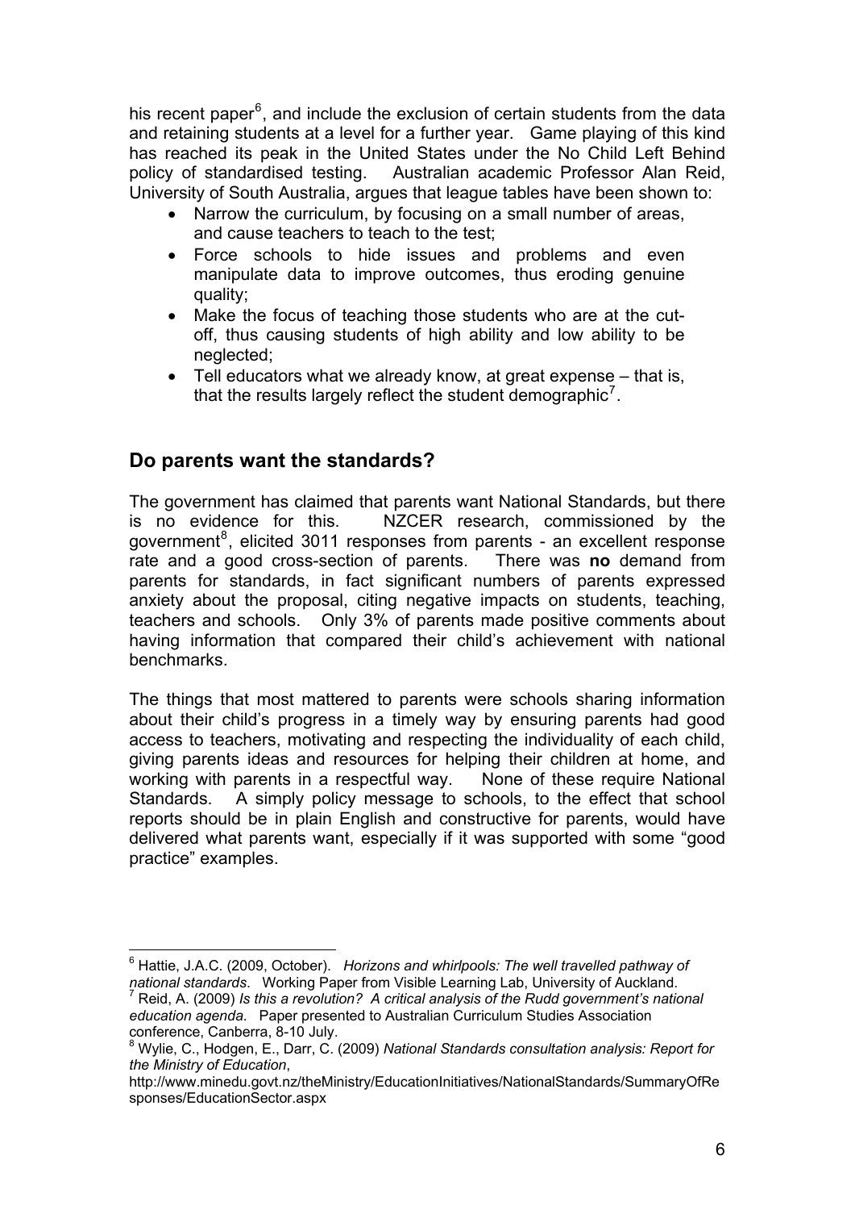his recent paper[6], and include the exclusion of certain students from the data and retaining students at a level for a further year. Game playing of this kind has reached its peak in the United States under the No Child Left Behind policy of standardised testing. Australian academic Professor Alan Reid, University of South Australia, argues that league tables have been shown to:

- Narrow the curriculum, by focusing on a small number of areas, and cause teachers to teach to the test;
- Force schools to hide issues and problems and even manipulate data to improve outcomes, thus eroding genuine quality;
- Make the focus of teaching those students who are at the cut-off, thus causing students of high ability and low ability to be neglected;
- Tell educators what we already know, at great expense – that is, that the results largely reflect the student demographic[7].

## Do parents want the standards?

The government has claimed that parents want National Standards, but there is no evidence for this. NZCER research, commissioned by the government[8], elicited 3011 responses from parents - an excellent response rate and a good cross-section of parents. There was **no** demand from parents for standards, in fact significant numbers of parents expressed anxiety about the proposal, citing negative impacts on students, teaching, teachers and schools. Only 3% of parents made positive comments about having information that compared their child's achievement with national benchmarks.

The things that most mattered to parents were schools sharing information about their child's progress in a timely way by ensuring parents had good access to teachers, motivating and respecting the individuality of each child, giving parents ideas and resources for helping their children at home, and working with parents in a respectful way. None of these require National Standards. A simply policy message to schools, to the effect that school reports should be in plain English and constructive for parents, would have delivered what parents want, especially if it was supported with some "good practice" examples.

---

[6] Hattie, J.A.C. (2009, October). *Horizons and whirlpools: The well travelled pathway of national standards*. Working Paper from Visible Learning Lab, University of Auckland.

[7] Reid, A. (2009) *Is this a revolution? A critical analysis of the Rudd government's national education agenda.* Paper presented to Australian Curriculum Studies Association conference, Canberra, 8-10 July.

[8] Wylie, C., Hodgen, E., Darr, C. (2009) *National Standards consultation analysis: Report for the Ministry of Education*, http://www.minedu.govt.nz/theMinistry/EducationInitiatives/NationalStandards/SummaryOfResponses/EducationSector.aspx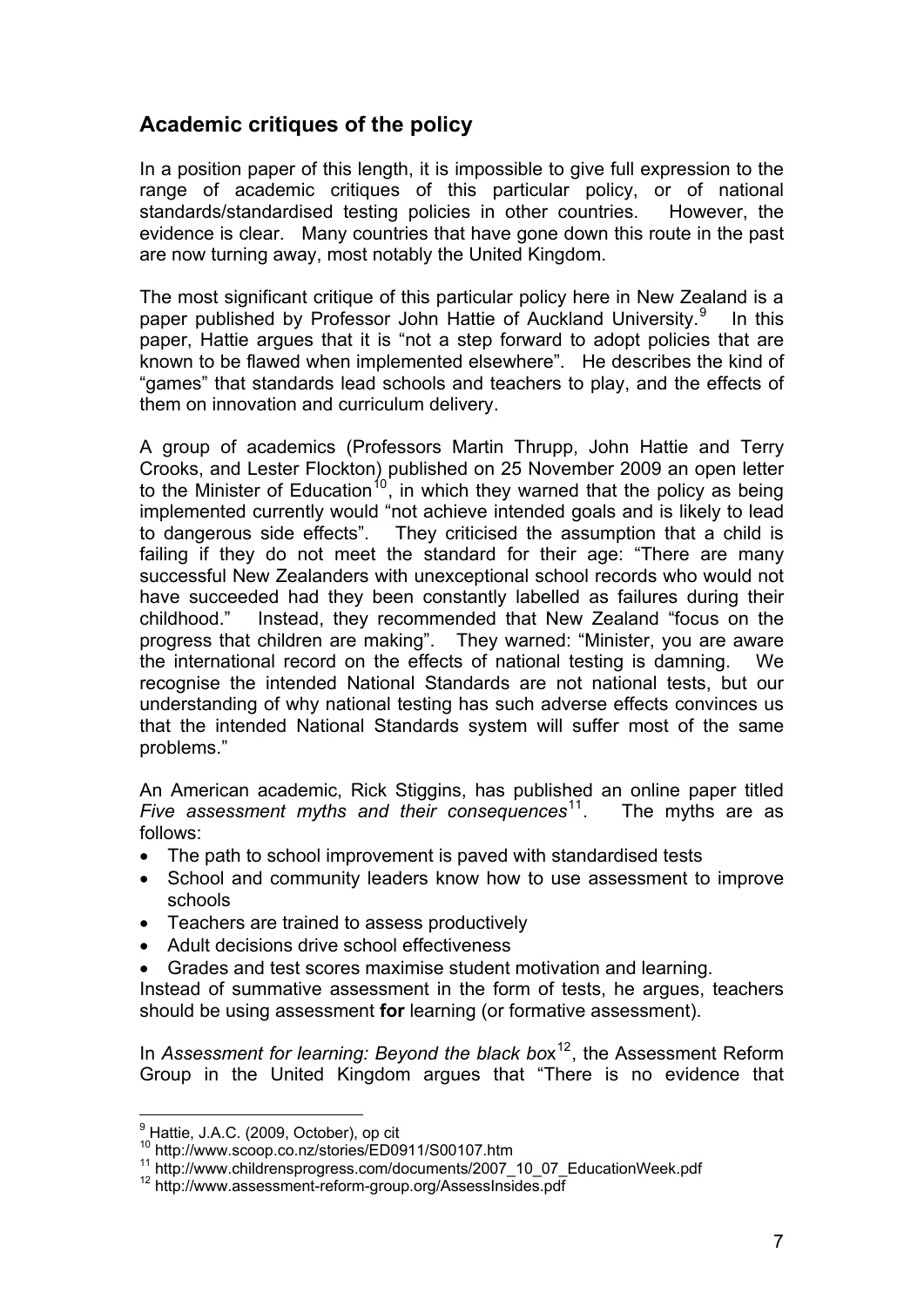## Academic critiques of the policy

In a position paper of this length, it is impossible to give full expression to the range of academic critiques of this particular policy, or of national standards/standardised testing policies in other countries. However, the evidence is clear. Many countries that have gone down this route in the past are now turning away, most notably the United Kingdom.

The most significant critique of this particular policy here in New Zealand is a paper published by Professor John Hattie of Auckland University.[9] In this paper, Hattie argues that it is "not a step forward to adopt policies that are known to be flawed when implemented elsewhere". He describes the kind of "games" that standards lead schools and teachers to play, and the effects of them on innovation and curriculum delivery.

A group of academics (Professors Martin Thrupp, John Hattie and Terry Crooks, and Lester Flockton) published on 25 November 2009 an open letter to the Minister of Education[10], in which they warned that the policy as being implemented currently would "not achieve intended goals and is likely to lead to dangerous side effects". They criticised the assumption that a child is failing if they do not meet the standard for their age: "There are many successful New Zealanders with unexceptional school records who would not have succeeded had they been constantly labelled as failures during their childhood." Instead, they recommended that New Zealand "focus on the progress that children are making". They warned: "Minister, you are aware the international record on the effects of national testing is damning. We recognise the intended National Standards are not national tests, but our understanding of why national testing has such adverse effects convinces us that the intended National Standards system will suffer most of the same problems."

An American academic, Rick Stiggins, has published an online paper titled *Five assessment myths and their consequences*[11]. The myths are as follows:

- The path to school improvement is paved with standardised tests
- School and community leaders know how to use assessment to improve schools
- Teachers are trained to assess productively
- Adult decisions drive school effectiveness
- Grades and test scores maximise student motivation and learning.

Instead of summative assessment in the form of tests, he argues, teachers should be using assessment **for** learning (or formative assessment).

In *Assessment for learning: Beyond the black box*[12], the Assessment Reform Group in the United Kingdom argues that "There is no evidence that

---

[9] Hattie, J.A.C. (2009, October), op cit

[10] http://www.scoop.co.nz/stories/ED0911/S00107.htm

[11] http://www.childrensprogress.com/documents/2007_10_07_EducationWeek.pdf

[12] http://www.assessment-reform-group.org/AssessInsides.pdf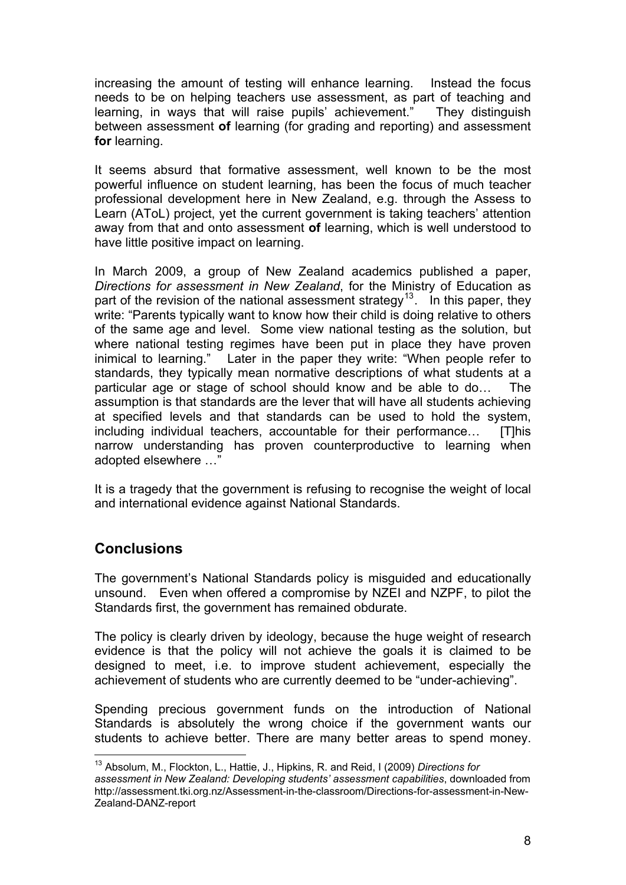increasing the amount of testing will enhance learning. Instead the focus needs to be on helping teachers use assessment, as part of teaching and learning, in ways that will raise pupils' achievement." They distinguish between assessment **of** learning (for grading and reporting) and assessment **for** learning.

It seems absurd that formative assessment, well known to be the most powerful influence on student learning, has been the focus of much teacher professional development here in New Zealand, e.g. through the Assess to Learn (AToL) project, yet the current government is taking teachers' attention away from that and onto assessment **of** learning, which is well understood to have little positive impact on learning.

In March 2009, a group of New Zealand academics published a paper, *Directions for assessment in New Zealand*, for the Ministry of Education as part of the revision of the national assessment strategy[13]. In this paper, they write: "Parents typically want to know how their child is doing relative to others of the same age and level. Some view national testing as the solution, but where national testing regimes have been put in place they have proven inimical to learning." Later in the paper they write: "When people refer to standards, they typically mean normative descriptions of what students at a particular age or stage of school should know and be able to do… The assumption is that standards are the lever that will have all students achieving at specified levels and that standards can be used to hold the system, including individual teachers, accountable for their performance… [T]his narrow understanding has proven counterproductive to learning when adopted elsewhere …"

It is a tragedy that the government is refusing to recognise the weight of local and international evidence against National Standards.

## Conclusions

The government's National Standards policy is misguided and educationally unsound. Even when offered a compromise by NZEI and NZPF, to pilot the Standards first, the government has remained obdurate.

The policy is clearly driven by ideology, because the huge weight of research evidence is that the policy will not achieve the goals it is claimed to be designed to meet, i.e. to improve student achievement, especially the achievement of students who are currently deemed to be "under-achieving".

Spending precious government funds on the introduction of National Standards is absolutely the wrong choice if the government wants our students to achieve better. There are many better areas to spend money.

---

[13] Absolum, M., Flockton, L., Hattie, J., Hipkins, R. and Reid, I (2009) *Directions for assessment in New Zealand: Developing students' assessment capabilities*, downloaded from http://assessment.tki.org.nz/Assessment-in-the-classroom/Directions-for-assessment-in-New-Zealand-DANZ-report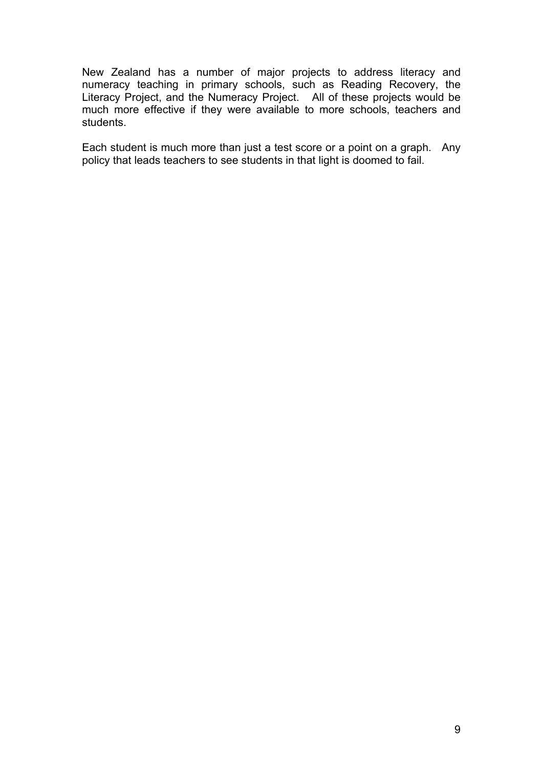New Zealand has a number of major projects to address literacy and numeracy teaching in primary schools, such as Reading Recovery, the Literacy Project, and the Numeracy Project. All of these projects would be much more effective if they were available to more schools, teachers and students.

Each student is much more than just a test score or a point on a graph. Any policy that leads teachers to see students in that light is doomed to fail.